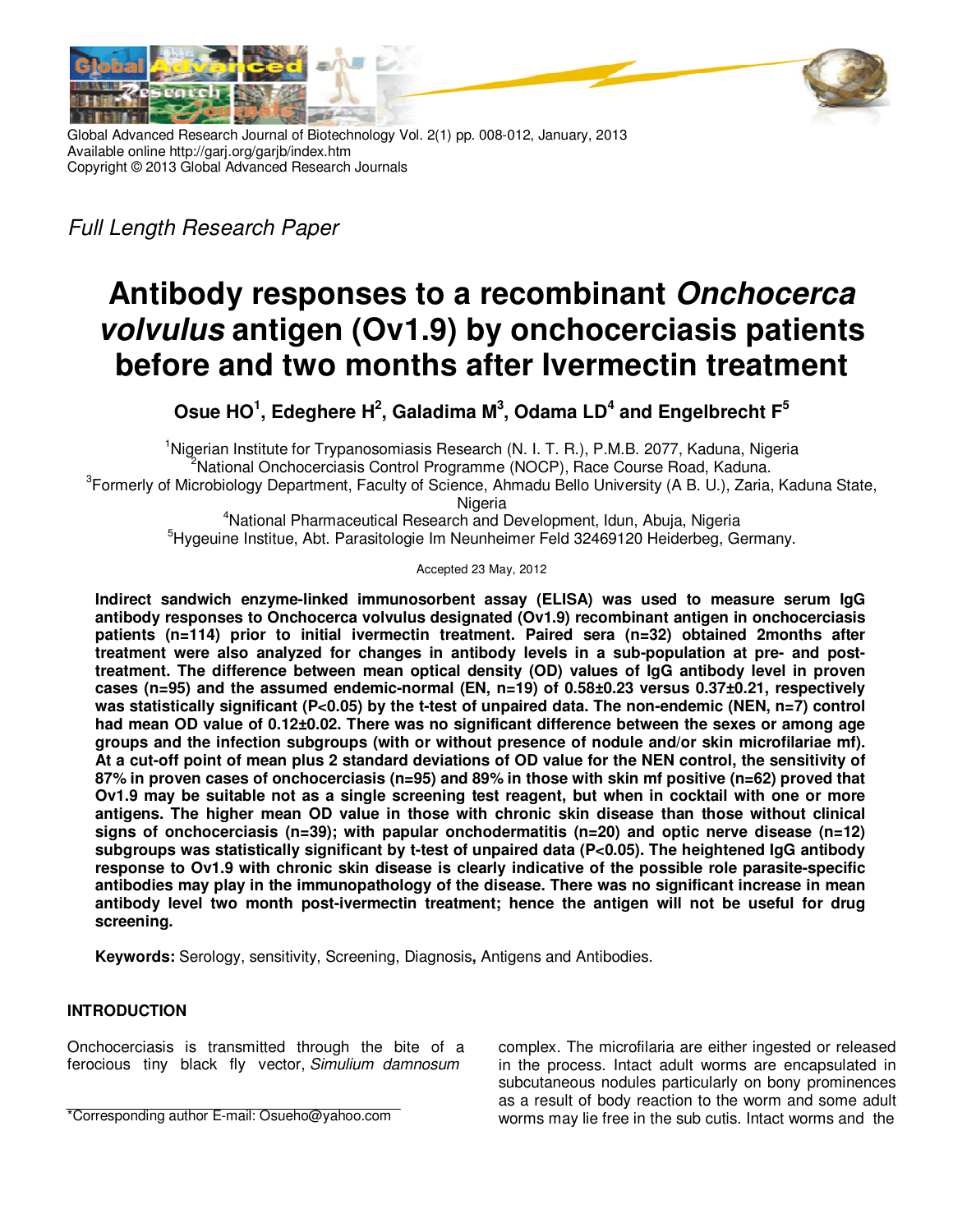Global Advanced Research Journal of Biotechnology Vol. 2(1) pp. 008-012, January, 2013
Available online http://garj.org/garjb/index.htm
Copyright © 2013 Global Advanced Research Journals

*Full Length Research Paper*

# Antibody responses to a recombinant *Onchocerca volvulus* antigen (Ov1.9) by onchocerciasis patients before and two months after Ivermectin treatment

**Osue HO[1], Edeghere H[2], Galadima M[3], Odama LD[4] and Engelbrecht F[5]**

[1]Nigerian Institute for Trypanosomiasis Research (N. I. T. R.), P.M.B. 2077, Kaduna, Nigeria
[2]National Onchocerciasis Control Programme (NOCP), Race Course Road, Kaduna.
[3]Formerly of Microbiology Department, Faculty of Science, Ahmadu Bello University (A B. U.), Zaria, Kaduna State, Nigeria
[4]National Pharmaceutical Research and Development, Idun, Abuja, Nigeria
[5]Hygeuine Institue, Abt. Parasitologie Im Neunheimer Feld 32469120 Heiderbeg, Germany.

Accepted 23 May, 2012

**Indirect sandwich enzyme-linked immunosorbent assay (ELISA) was used to measure serum IgG antibody responses to Onchocerca volvulus designated (Ov1.9) recombinant antigen in onchocerciasis patients (n=114) prior to initial ivermectin treatment. Paired sera (n=32) obtained 2months after treatment were also analyzed for changes in antibody levels in a sub-population at pre- and post-treatment. The difference between mean optical density (OD) values of IgG antibody level in proven cases (n=95) and the assumed endemic-normal (EN, n=19) of 0.58±0.23 versus 0.37±0.21, respectively was statistically significant (P<0.05) by the t-test of unpaired data. The non-endemic (NEN, n=7) control had mean OD value of 0.12±0.02. There was no significant difference between the sexes or among age groups and the infection subgroups (with or without presence of nodule and/or skin microfilariae mf). At a cut-off point of mean plus 2 standard deviations of OD value for the NEN control, the sensitivity of 87% in proven cases of onchocerciasis (n=95) and 89% in those with skin mf positive (n=62) proved that Ov1.9 may be suitable not as a single screening test reagent, but when in cocktail with one or more antigens. The higher mean OD value in those with chronic skin disease than those without clinical signs of onchocerciasis (n=39); with papular onchodermatitis (n=20) and optic nerve disease (n=12) subgroups was statistically significant by t-test of unpaired data (P<0.05). The heightened IgG antibody response to Ov1.9 with chronic skin disease is clearly indicative of the possible role parasite-specific antibodies may play in the immunopathology of the disease. There was no significant increase in mean antibody level two month post-ivermectin treatment; hence the antigen will not be useful for drug screening.**

**Keywords:** Serology, sensitivity, Screening, Diagnosis**,** Antigens and Antibodies.

## INTRODUCTION

Onchocerciasis is transmitted through the bite of a ferocious tiny black fly vector, *Simulium damnosum* complex. The microfilaria are either ingested or released in the process. Intact adult worms are encapsulated in subcutaneous nodules particularly on bony prominences as a result of body reaction to the worm and some adult worms may lie free in the sub cutis. Intact worms and the

*Corresponding author E-mail: Osueho@yahoo.com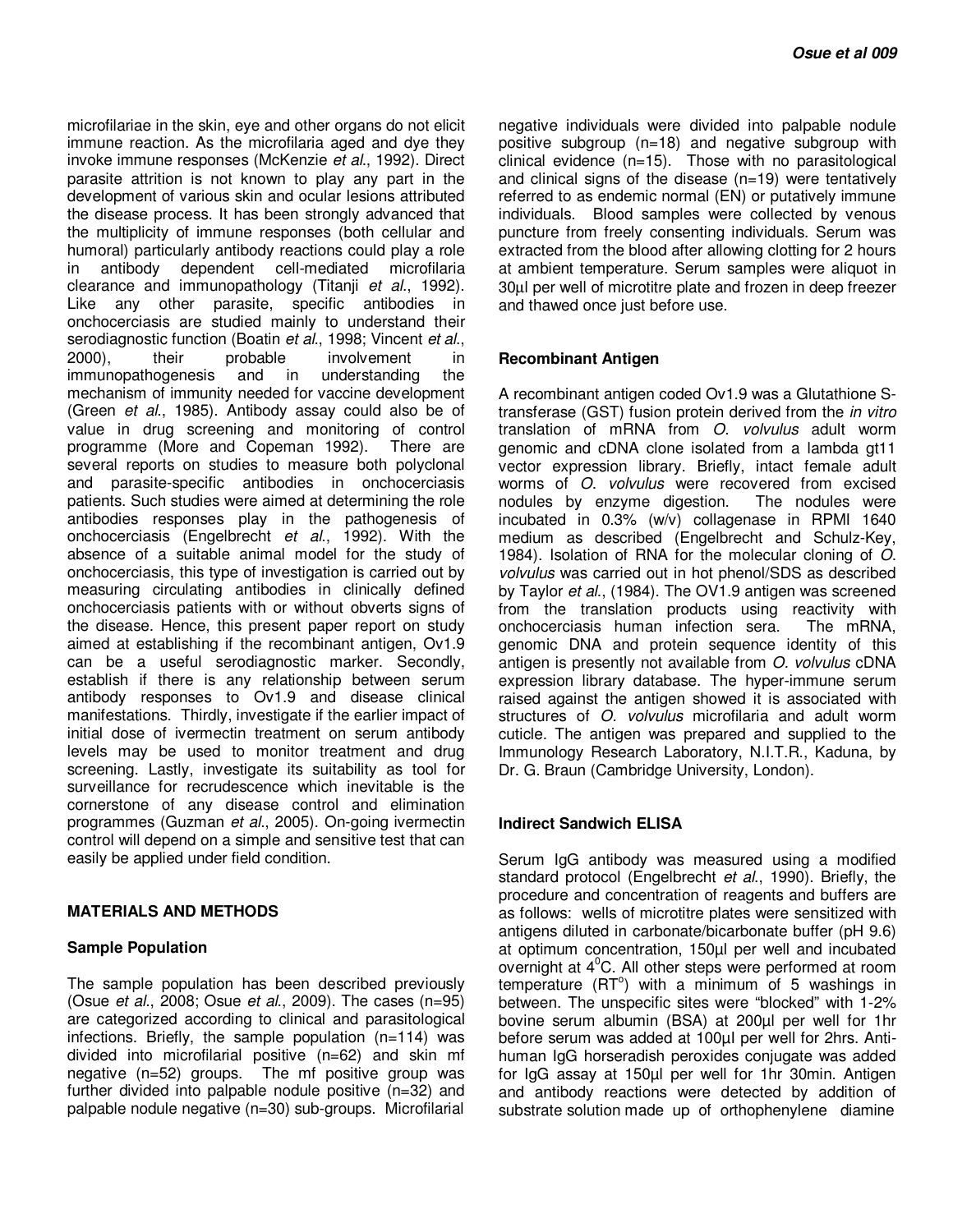microfilariae in the skin, eye and other organs do not elicit immune reaction. As the microfilaria aged and dye they invoke immune responses (McKenzie *et al*., 1992). Direct parasite attrition is not known to play any part in the development of various skin and ocular lesions attributed the disease process. It has been strongly advanced that the multiplicity of immune responses (both cellular and humoral) particularly antibody reactions could play a role in antibody dependent cell-mediated microfilaria clearance and immunopathology (Titanji *et al*., 1992). Like any other parasite, specific antibodies in onchocerciasis are studied mainly to understand their serodiagnostic function (Boatin *et al*., 1998; Vincent *et al*., 2000), their probable involvement in immunopathogenesis and in understanding the mechanism of immunity needed for vaccine development (Green *et al*., 1985). Antibody assay could also be of value in drug screening and monitoring of control programme (More and Copeman 1992). There are several reports on studies to measure both polyclonal and parasite-specific antibodies in onchocerciasis patients. Such studies were aimed at determining the role antibodies responses play in the pathogenesis of onchocerciasis (Engelbrecht *et al*., 1992). With the absence of a suitable animal model for the study of onchocerciasis, this type of investigation is carried out by measuring circulating antibodies in clinically defined onchocerciasis patients with or without obverts signs of the disease. Hence, this present paper report on study aimed at establishing if the recombinant antigen, Ov1.9 can be a useful serodiagnostic marker. Secondly, establish if there is any relationship between serum antibody responses to Ov1.9 and disease clinical manifestations. Thirdly, investigate if the earlier impact of initial dose of ivermectin treatment on serum antibody levels may be used to monitor treatment and drug screening. Lastly, investigate its suitability as tool for surveillance for recrudescence which inevitable is the cornerstone of any disease control and elimination programmes (Guzman *et al*., 2005). On-going ivermectin control will depend on a simple and sensitive test that can easily be applied under field condition.

## MATERIALS AND METHODS

### Sample Population

The sample population has been described previously (Osue *et al*., 2008; Osue *et al*., 2009). The cases (n=95) are categorized according to clinical and parasitological infections. Briefly, the sample population (n=114) was divided into microfilarial positive (n=62) and skin mf negative (n=52) groups. The mf positive group was further divided into palpable nodule positive (n=32) and palpable nodule negative (n=30) sub-groups. Microfilarial negative individuals were divided into palpable nodule positive subgroup (n=18) and negative subgroup with clinical evidence (n=15). Those with no parasitological and clinical signs of the disease (n=19) were tentatively referred to as endemic normal (EN) or putatively immune individuals. Blood samples were collected by venous puncture from freely consenting individuals. Serum was extracted from the blood after allowing clotting for 2 hours at ambient temperature. Serum samples were aliquot in 30µl per well of microtitre plate and frozen in deep freezer and thawed once just before use.

### Recombinant Antigen

A recombinant antigen coded Ov1.9 was a Glutathione S-transferase (GST) fusion protein derived from the *in vitro* translation of mRNA from *O. volvulus* adult worm genomic and cDNA clone isolated from a lambda gt11 vector expression library. Briefly, intact female adult worms of *O. volvulus* were recovered from excised nodules by enzyme digestion. The nodules were incubated in 0.3% (w/v) collagenase in RPMI 1640 medium as described (Engelbrecht and Schulz-Key, 1984). Isolation of RNA for the molecular cloning of *O. volvulus* was carried out in hot phenol/SDS as described by Taylor *et al*., (1984). The OV1.9 antigen was screened from the translation products using reactivity with onchocerciasis human infection sera. The mRNA, genomic DNA and protein sequence identity of this antigen is presently not available from *O. volvulus* cDNA expression library database. The hyper-immune serum raised against the antigen showed it is associated with structures of *O. volvulus* microfilaria and adult worm cuticle. The antigen was prepared and supplied to the Immunology Research Laboratory, N.I.T.R., Kaduna, by Dr. G. Braun (Cambridge University, London).

### Indirect Sandwich ELISA

Serum IgG antibody was measured using a modified standard protocol (Engelbrecht *et al*., 1990). Briefly, the procedure and concentration of reagents and buffers are as follows: wells of microtitre plates were sensitized with antigens diluted in carbonate/bicarbonate buffer (pH 9.6) at optimum concentration, 150µl per well and incubated overnight at $4^0$C. All other steps were performed at room temperature (RT$^o$) with a minimum of 5 washings in between. The unspecific sites were "blocked" with 1-2% bovine serum albumin (BSA) at 200µl per well for 1hr before serum was added at 100µl per well for 2hrs. Anti-human IgG horseradish peroxides conjugate was added for IgG assay at 150µl per well for 1hr 30min. Antigen and antibody reactions were detected by addition of substrate solution made up of orthophenylene diamine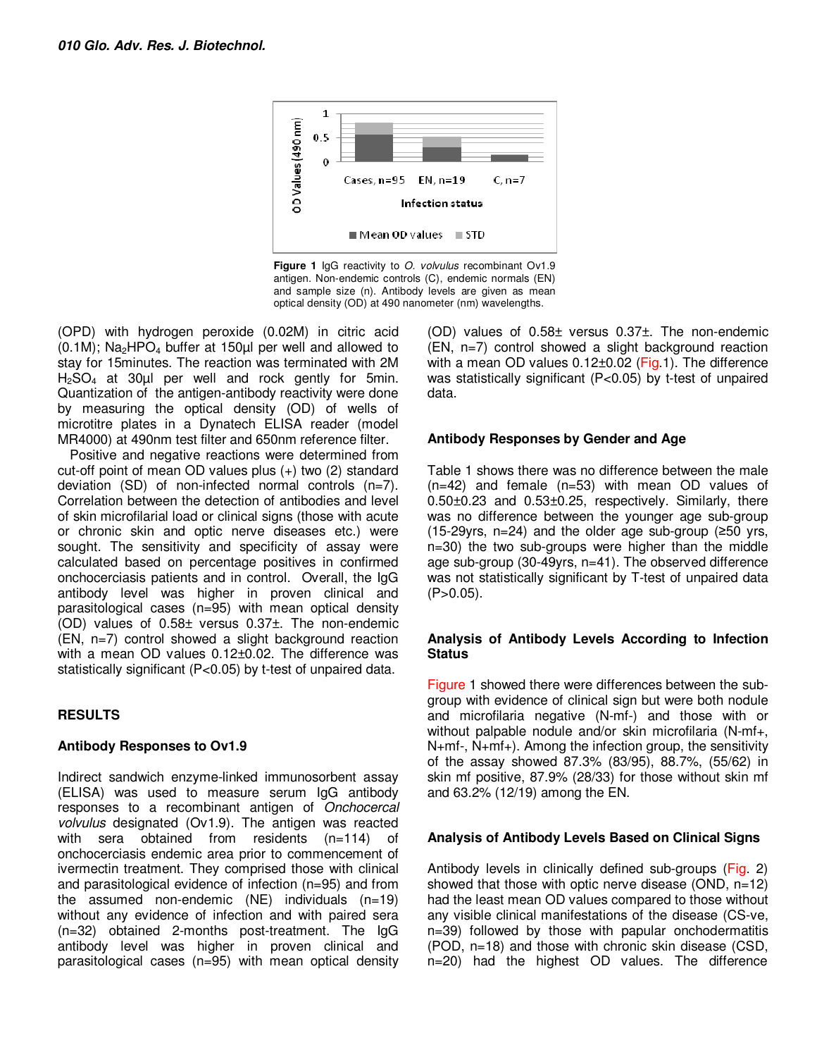Figure 1 IgG reactivity to *O. volvulus* recombinant Ov1.9 antigen. Non-endemic controls (C), endemic normals (EN) and sample size (n). Antibody levels are given as mean optical density (OD) at 490 nanometer (nm) wavelengths.

(OPD) with hydrogen peroxide (0.02M) in citric acid (0.1M); $Na_2HPO_4$ buffer at 150µl per well and allowed to stay for 15minutes. The reaction was terminated with 2M $H_2SO_4$ at 30µl per well and rock gently for 5min. Quantization of the antigen-antibody reactivity were done by measuring the optical density (OD) of wells of microtitre plates in a Dynatech ELISA reader (model MR4000) at 490nm test filter and 650nm reference filter.

Positive and negative reactions were determined from cut-off point of mean OD values plus (+) two (2) standard deviation (SD) of non-infected normal controls (n=7). Correlation between the detection of antibodies and level of skin microfilarial load or clinical signs (those with acute or chronic skin and optic nerve diseases etc.) were sought. The sensitivity and specificity of assay were calculated based on percentage positives in confirmed onchocerciasis patients and in control. Overall, the IgG antibody level was higher in proven clinical and parasitological cases (n=95) with mean optical density (OD) values of 0.58± versus 0.37±. The non-endemic (EN, n=7) control showed a slight background reaction with a mean OD values 0.12±0.02. The difference was statistically significant (P<0.05) by t-test of unpaired data.

## RESULTS

### Antibody Responses to Ov1.9

Indirect sandwich enzyme-linked immunosorbent assay (ELISA) was used to measure serum IgG antibody responses to a recombinant antigen of *Onchocercal volvulus* designated (Ov1.9). The antigen was reacted with sera obtained from residents (n=114) of onchocerciasis endemic area prior to commencement of ivermectin treatment. They comprised those with clinical and parasitological evidence of infection (n=95) and from the assumed non-endemic (NE) individuals (n=19) without any evidence of infection and with paired sera (n=32) obtained 2-months post-treatment. The IgG antibody level was higher in proven clinical and parasitological cases (n=95) with mean optical density (OD) values of 0.58± versus 0.37±. The non-endemic (EN, n=7) control showed a slight background reaction with a mean OD values 0.12±0.02 (Fig.1). The difference was statistically significant (P<0.05) by t-test of unpaired data.

### Antibody Responses by Gender and Age

Table 1 shows there was no difference between the male (n=42) and female (n=53) with mean OD values of 0.50±0.23 and 0.53±0.25, respectively. Similarly, there was no difference between the younger age sub-group (15-29yrs, n=24) and the older age sub-group (≥50 yrs, n=30) the two sub-groups were higher than the middle age sub-group (30-49yrs, n=41). The observed difference was not statistically significant by T-test of unpaired data (P>0.05).

### Analysis of Antibody Levels According to Infection Status

Figure 1 showed there were differences between the sub-group with evidence of clinical sign but were both nodule and microfilaria negative (N-mf-) and those with or without palpable nodule and/or skin microfilaria (N-mf+, N+mf-, N+mf+). Among the infection group, the sensitivity of the assay showed 87.3% (83/95), 88.7%, (55/62) in skin mf positive, 87.9% (28/33) for those without skin mf and 63.2% (12/19) among the EN.

### Analysis of Antibody Levels Based on Clinical Signs

Antibody levels in clinically defined sub-groups (Fig. 2) showed that those with optic nerve disease (OND, n=12) had the least mean OD values compared to those without any visible clinical manifestations of the disease (CS-ve, n=39) followed by those with papular onchodermatitis (POD, n=18) and those with chronic skin disease (CSD, n=20) had the highest OD values. The difference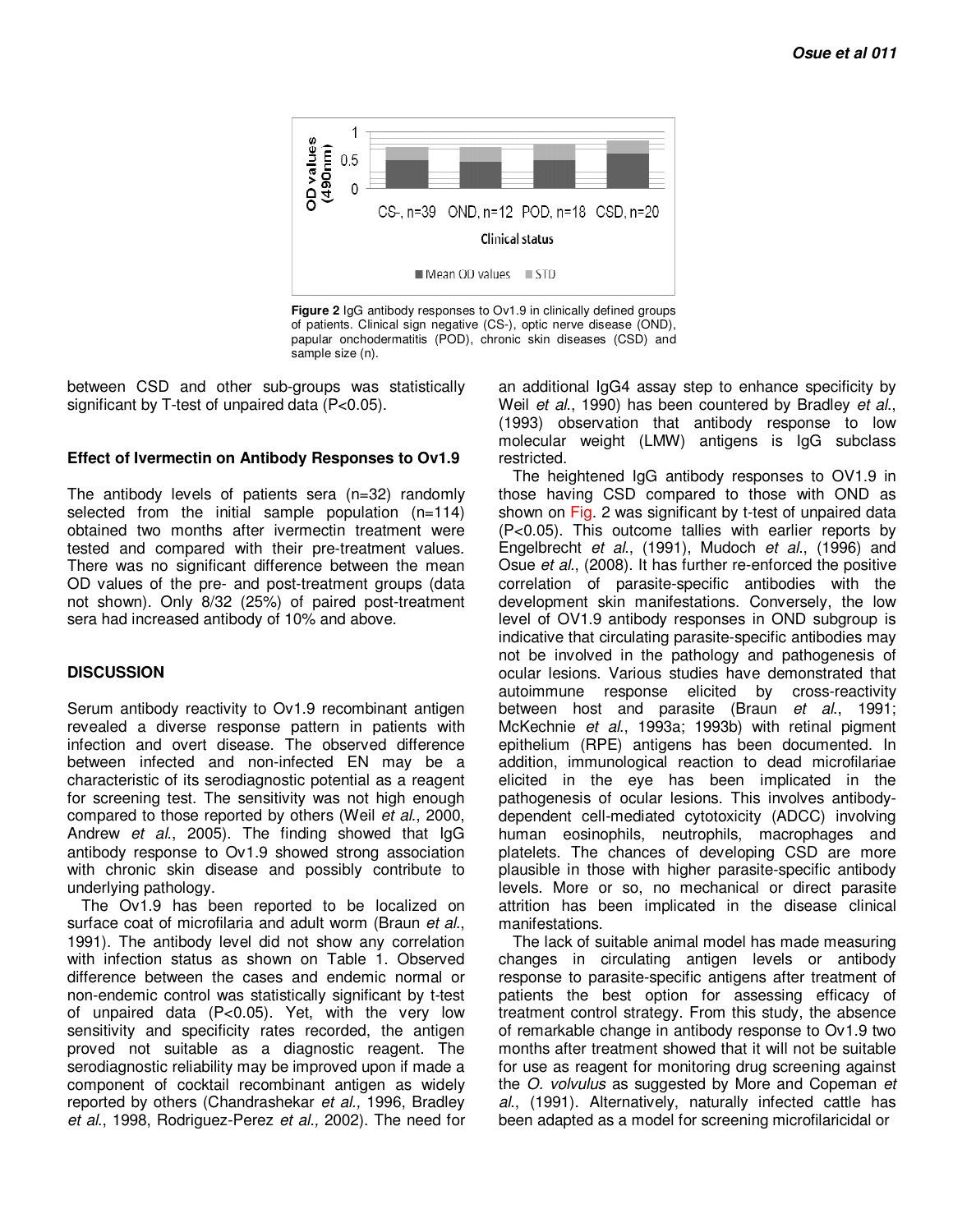Figure 2 IgG antibody responses to Ov1.9 in clinically defined groups of patients. Clinical sign negative (CS-), optic nerve disease (OND), papular onchodermatitis (POD), chronic skin diseases (CSD) and sample size (n).

between CSD and other sub-groups was statistically significant by T-test of unpaired data (P<0.05).

### Effect of Ivermectin on Antibody Responses to Ov1.9

The antibody levels of patients sera (n=32) randomly selected from the initial sample population (n=114) obtained two months after ivermectin treatment were tested and compared with their pre-treatment values. There was no significant difference between the mean OD values of the pre- and post-treatment groups (data not shown). Only 8/32 (25%) of paired post-treatment sera had increased antibody of 10% and above.

## DISCUSSION

Serum antibody reactivity to Ov1.9 recombinant antigen revealed a diverse response pattern in patients with infection and overt disease. The observed difference between infected and non-infected EN may be a characteristic of its serodiagnostic potential as a reagent for screening test. The sensitivity was not high enough compared to those reported by others (Weil *et al*., 2000, Andrew *et al*., 2005). The finding showed that IgG antibody response to Ov1.9 showed strong association with chronic skin disease and possibly contribute to underlying pathology.

The Ov1.9 has been reported to be localized on surface coat of microfilaria and adult worm (Braun *et al*., 1991). The antibody level did not show any correlation with infection status as shown on Table 1. Observed difference between the cases and endemic normal or non-endemic control was statistically significant by t-test of unpaired data (P<0.05). Yet, with the very low sensitivity and specificity rates recorded, the antigen proved not suitable as a diagnostic reagent. The serodiagnostic reliability may be improved upon if made a component of cocktail recombinant antigen as widely reported by others (Chandrashekar *et al.,* 1996, Bradley *et al*., 1998, Rodriguez-Perez *et al.,* 2002). The need for an additional IgG4 assay step to enhance specificity by Weil *et al*., 1990) has been countered by Bradley *et al*., (1993) observation that antibody response to low molecular weight (LMW) antigens is IgG subclass restricted.

The heightened IgG antibody responses to OV1.9 in those having CSD compared to those with OND as shown on Fig. 2 was significant by t-test of unpaired data (P<0.05). This outcome tallies with earlier reports by Engelbrecht *et al*., (1991), Mudoch *et al*., (1996) and Osue *et al*., (2008). It has further re-enforced the positive correlation of parasite-specific antibodies with the development skin manifestations. Conversely, the low level of OV1.9 antibody responses in OND subgroup is indicative that circulating parasite-specific antibodies may not be involved in the pathology and pathogenesis of ocular lesions. Various studies have demonstrated that autoimmune response elicited by cross-reactivity between host and parasite (Braun *et al*., 1991; McKechnie *et al*., 1993a; 1993b) with retinal pigment epithelium (RPE) antigens has been documented. In addition, immunological reaction to dead microfilariae elicited in the eye has been implicated in the pathogenesis of ocular lesions. This involves antibody-dependent cell-mediated cytotoxicity (ADCC) involving human eosinophils, neutrophils, macrophages and platelets. The chances of developing CSD are more plausible in those with higher parasite-specific antibody levels. More or so, no mechanical or direct parasite attrition has been implicated in the disease clinical manifestations.

The lack of suitable animal model has made measuring changes in circulating antigen levels or antibody response to parasite-specific antigens after treatment of patients the best option for assessing efficacy of treatment control strategy. From this study, the absence of remarkable change in antibody response to Ov1.9 two months after treatment showed that it will not be suitable for use as reagent for monitoring drug screening against the *O. volvulus* as suggested by More and Copeman *et al*., (1991). Alternatively, naturally infected cattle has been adapted as a model for screening microfilaricidal or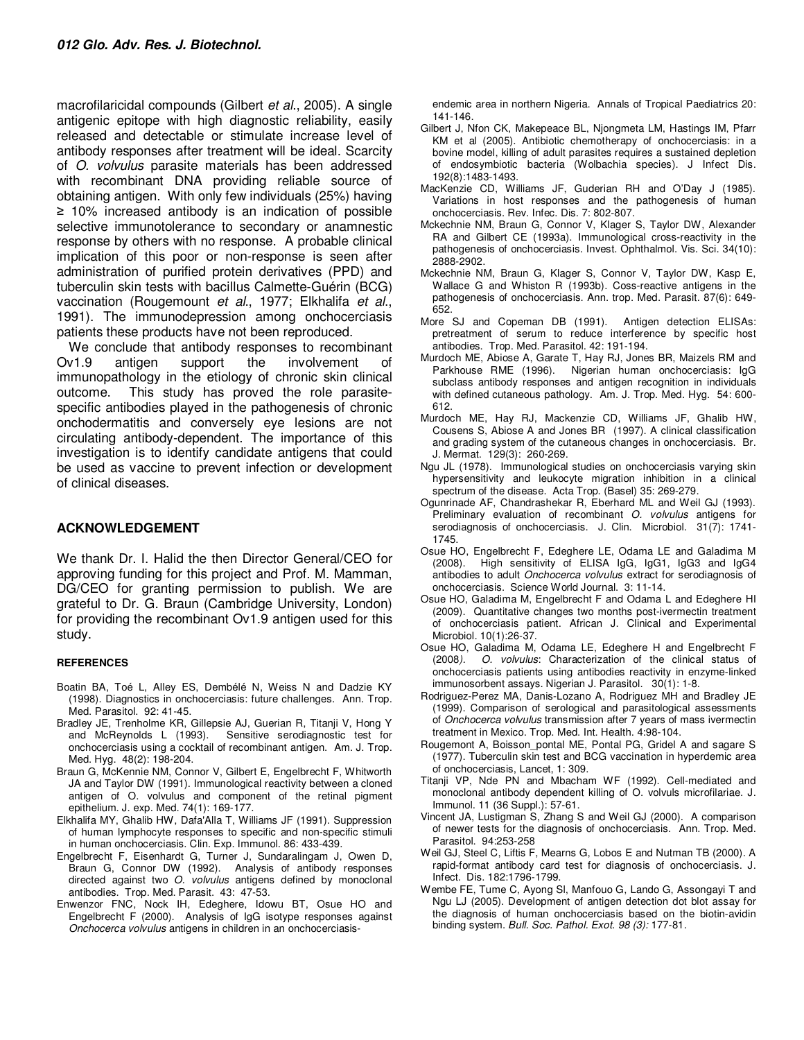macrofilaricidal compounds (Gilbert *et al*., 2005). A single antigenic epitope with high diagnostic reliability, easily released and detectable or stimulate increase level of antibody responses after treatment will be ideal. Scarcity of *O. volvulus* parasite materials has been addressed with recombinant DNA providing reliable source of obtaining antigen. With only few individuals (25%) having ≥ 10% increased antibody is an indication of possible selective immunotolerance to secondary or anamnestic response by others with no response. A probable clinical implication of this poor or non-response is seen after administration of purified protein derivatives (PPD) and tuberculin skin tests with bacillus Calmette-Guérin (BCG) vaccination (Rougemount *et al*., 1977; Elkhalifa *et al*., 1991). The immunodepression among onchocerciasis patients these products have not been reproduced.

We conclude that antibody responses to recombinant Ov1.9 antigen support the involvement of immunopathology in the etiology of chronic skin clinical outcome. This study has proved the role parasite-specific antibodies played in the pathogenesis of chronic onchodermatitis and conversely eye lesions are not circulating antibody-dependent. The importance of this investigation is to identify candidate antigens that could be used as vaccine to prevent infection or development of clinical diseases.

## ACKNOWLEDGEMENT

We thank Dr. I. Halid the then Director General/CEO for approving funding for this project and Prof. M. Mamman, DG/CEO for granting permission to publish. We are grateful to Dr. G. Braun (Cambridge University, London) for providing the recombinant Ov1.9 antigen used for this study.

## REFERENCES

Boatin BA, Toé L, Alley ES, Dembélé N, Weiss N and Dadzie KY (1998). Diagnostics in onchocerciasis: future challenges. Ann. Trop. Med. Parasitol. 92: 41-45.

Bradley JE, Trenholme KR, Gillepsie AJ, Guerian R, Titanji V, Hong Y and McReynolds L (1993). Sensitive serodiagnostic test for onchocerciasis using a cocktail of recombinant antigen. Am. J. Trop. Med. Hyg. 48(2): 198-204.

Braun G, McKennie NM, Connor V, Gilbert E, Engelbrecht F, Whitworth JA and Taylor DW (1991). Immunological reactivity between a cloned antigen of O. volvulus and component of the retinal pigment epithelium. J. exp. Med. 74(1): 169-177.

Elkhalifa MY, Ghalib HW, Dafa'Alla T, Williams JF (1991). Suppression of human lymphocyte responses to specific and non-specific stimuli in human onchocerciasis. Clin. Exp. Immunol. 86: 433-439.

Engelbrecht F, Eisenhardt G, Turner J, Sundaralingam J, Owen D, Braun G, Connor DW (1992). Analysis of antibody responses directed against two *O. volvulus* antigens defined by monoclonal antibodies. Trop. Med. Parasit. 43: 47-53.

Enwenzor FNC, Nock IH, Edeghere, Idowu BT, Osue HO and Engelbrecht F (2000). Analysis of IgG isotype responses against *Onchocerca volvulus* antigens in children in an onchocerciasis-endemic area in northern Nigeria. Annals of Tropical Paediatrics 20: 141-146.

Gilbert J, Nfon CK, Makepeace BL, Njongmeta LM, Hastings IM, Pfarr KM et al (2005). Antibiotic chemotherapy of onchocerciasis: in a bovine model, killing of adult parasites requires a sustained depletion of endosymbiotic bacteria (Wolbachia species). J Infect Dis. 192(8):1483-1493.

MacKenzie CD, Williams JF, Guderian RH and O'Day J (1985). Variations in host responses and the pathogenesis of human onchocerciasis. Rev. Infec. Dis. 7: 802-807.

Mckechnie NM, Braun G, Connor V, Klager S, Taylor DW, Alexander RA and Gilbert CE (1993a). Immunological cross-reactivity in the pathogenesis of onchocerciasis. Invest. Ophthalmol. Vis. Sci. 34(10): 2888-2902.

Mckechnie NM, Braun G, Klager S, Connor V, Taylor DW, Kasp E, Wallace G and Whiston R (1993b). Coss-reactive antigens in the pathogenesis of onchocerciasis. Ann. trop. Med. Parasit. 87(6): 649-652.

More SJ and Copeman DB (1991). Antigen detection ELISAs: pretreatment of serum to reduce interference by specific host antibodies. Trop. Med. Parasitol. 42: 191-194.

Murdoch ME, Abiose A, Garate T, Hay RJ, Jones BR, Maizels RM and Parkhouse RME (1996). Nigerian human onchocerciasis: IgG subclass antibody responses and antigen recognition in individuals with defined cutaneous pathology. Am. J. Trop. Med. Hyg. 54: 600-612.

Murdoch ME, Hay RJ, Mackenzie CD, Williams JF, Ghalib HW, Cousens S, Abiose A and Jones BR (1997). A clinical classification and grading system of the cutaneous changes in onchocerciasis. Br. J. Mermat. 129(3): 260-269.

Ngu JL (1978). Immunological studies on onchocerciasis varying skin hypersensitivity and leukocyte migration inhibition in a clinical spectrum of the disease. Acta Trop. (Basel) 35: 269-279.

Ogunrinade AF, Chandrashekar R, Eberhard ML and Weil GJ (1993). Preliminary evaluation of recombinant *O. volvulus* antigens for serodiagnosis of onchocerciasis. J. Clin. Microbiol. 31(7): 1741-1745.

Osue HO, Engelbrecht F, Edeghere LE, Odama LE and Galadima M (2008). High sensitivity of ELISA IgG, IgG1, IgG3 and IgG4 antibodies to adult *Onchocerca volvulus* extract for serodiagnosis of onchocerciasis. Science World Journal. 3: 11-14.

Osue HO, Galadima M, Engelbrecht F and Odama L and Edeghere HI (2009). Quantitative changes two months post-ivermectin treatment of onchocerciasis patient. African J. Clinical and Experimental Microbiol. 10(1):26-37.

Osue HO, Galadima M, Odama LE, Edeghere H and Engelbrecht F (2008*)*. *O. volvulus*: Characterization of the clinical status of onchocerciasis patients using antibodies reactivity in enzyme-linked immunosorbent assays. Nigerian J. Parasitol. 30(1): 1-8.

Rodriguez-Perez MA, Danis-Lozano A, Rodriguez MH and Bradley JE (1999). Comparison of serological and parasitological assessments of *Onchocerca volvulus* transmission after 7 years of mass ivermectin treatment in Mexico. Trop. Med. Int. Health. 4:98-104.

Rougemont A, Boisson_pontal ME, Pontal PG, Gridel A and sagare S (1977). Tuberculin skin test and BCG vaccination in hyperdemic area of onchocerciasis, Lancet, 1: 309.

Titanji VP, Nde PN and Mbacham WF (1992). Cell-mediated and monoclonal antibody dependent killing of O. volvuls microfilariae. J. Immunol. 11 (36 Suppl.): 57-61.

Vincent JA, Lustigman S, Zhang S and Weil GJ (2000). A comparison of newer tests for the diagnosis of onchocerciasis. Ann. Trop. Med. Parasitol. 94:253-258

Weil GJ, Steel C, Liftis F, Mearns G, Lobos E and Nutman TB (2000). A rapid-format antibody card test for diagnosis of onchocerciasis. J. Infect. Dis. 182:1796-1799.

Wembe FE, Tume C, Ayong SI, Manfouo G, Lando G, Assongayi T and Ngu LJ (2005). Development of antigen detection dot blot assay for the diagnosis of human onchocerciasis based on the biotin-avidin binding system. *Bull. Soc. Pathol. Exot. 98 (3):* 177-81.